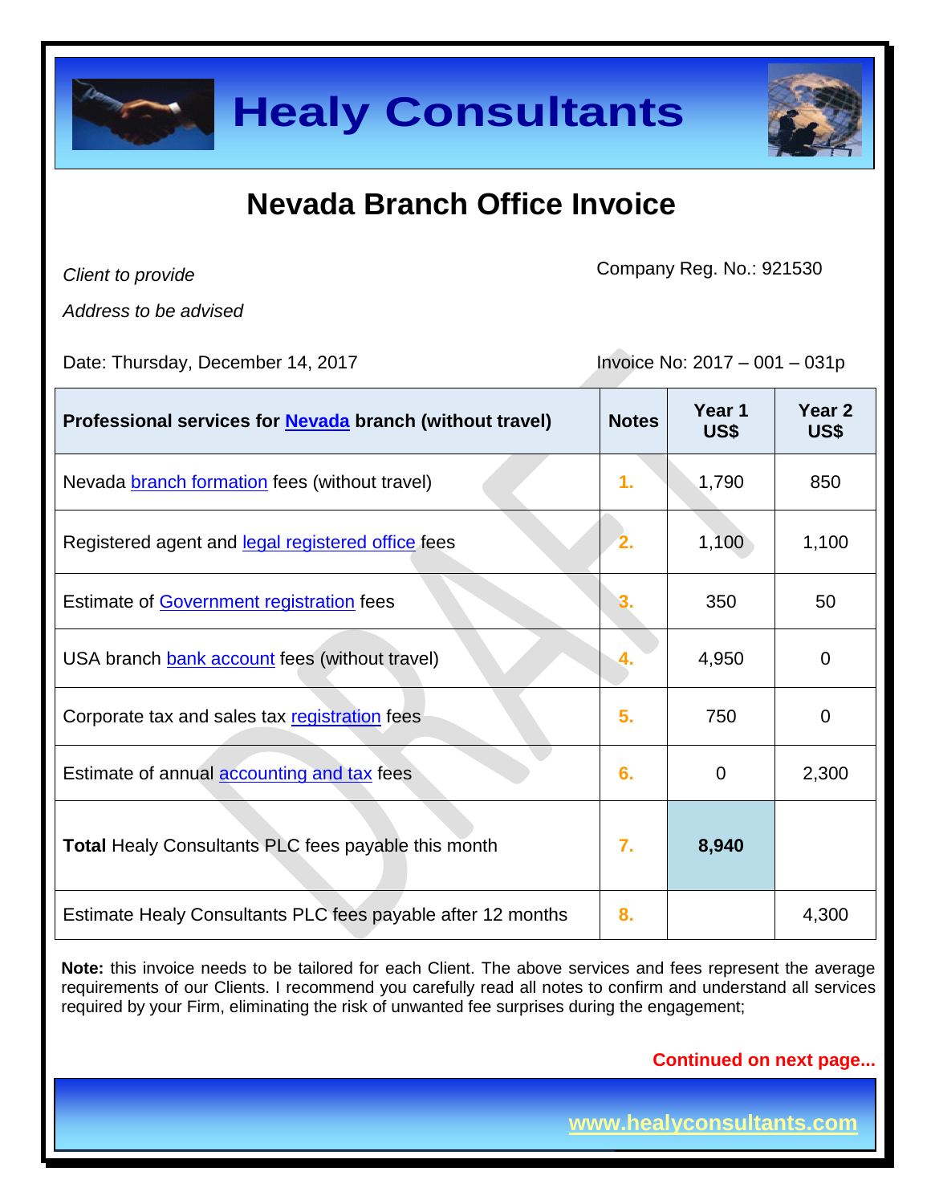# Healy Consultants

## Nevada Branch Office Invoice

*Client to provide*

*Address to be advised*

Company Reg. No.: 921530

Date: Thursday, December 14, 2017

Invoice No: 2017 – 001 – 031p

| Professional services for Nevada branch (without travel) | Notes | Year 1 US$ | Year 2 US$ |
|---|---|---|---|
| Nevada branch formation fees (without travel) | 1. | 1,790 | 850 |
| Registered agent and legal registered office fees | 2. | 1,100 | 1,100 |
| Estimate of Government registration fees | 3. | 350 | 50 |
| USA branch bank account fees (without travel) | 4. | 4,950 | 0 |
| Corporate tax and sales tax registration fees | 5. | 750 | 0 |
| Estimate of annual accounting and tax fees | 6. | 0 | 2,300 |
| **Total** Healy Consultants PLC fees payable this month | 7. | **8,940** | |
| Estimate Healy Consultants PLC fees payable after 12 months | 8. | | 4,300 |

**Note:** this invoice needs to be tailored for each Client. The above services and fees represent the average requirements of our Clients. I recommend you carefully read all notes to confirm and understand all services required by your Firm, eliminating the risk of unwanted fee surprises during the engagement;

**Continued on next page...**

www.healyconsultants.com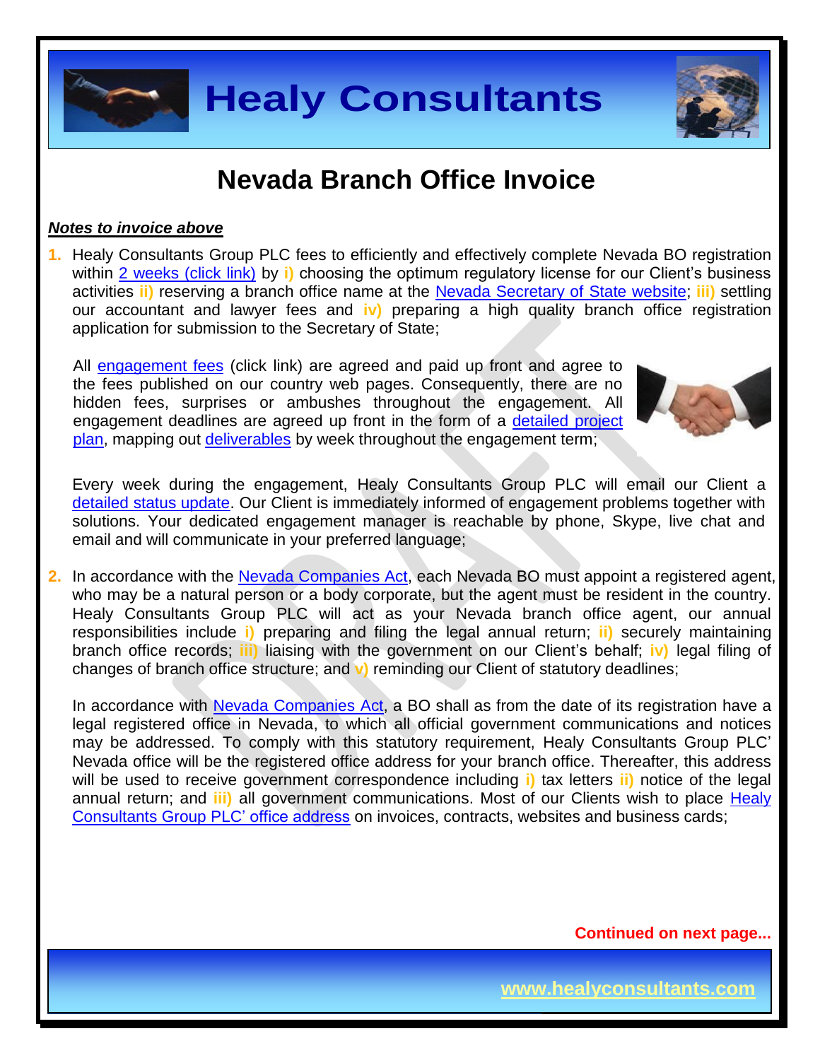# Nevada Branch Office Invoice

***Notes to invoice above***

1. Healy Consultants Group PLC fees to efficiently and effectively complete Nevada BO registration within 2 weeks (click link) by **i)** choosing the optimum regulatory license for our Client's business activities **ii)** reserving a branch office name at the Nevada Secretary of State website; **iii)** settling our accountant and lawyer fees and **iv)** preparing a high quality branch office registration application for submission to the Secretary of State;

   All engagement fees (click link) are agreed and paid up front and agree to the fees published on our country web pages. Consequently, there are no hidden fees, surprises or ambushes throughout the engagement. All engagement deadlines are agreed up front in the form of a detailed project plan, mapping out deliverables by week throughout the engagement term;

   Every week during the engagement, Healy Consultants Group PLC will email our Client a detailed status update. Our Client is immediately informed of engagement problems together with solutions. Your dedicated engagement manager is reachable by phone, Skype, live chat and email and will communicate in your preferred language;

2. In accordance with the Nevada Companies Act, each Nevada BO must appoint a registered agent, who may be a natural person or a body corporate, but the agent must be resident in the country. Healy Consultants Group PLC will act as your Nevada branch office agent, our annual responsibilities include **i)** preparing and filing the legal annual return; **ii)** securely maintaining branch office records; **iii)** liaising with the government on our Client's behalf; **iv)** legal filing of changes of branch office structure; and **v)** reminding our Client of statutory deadlines;

   In accordance with Nevada Companies Act, a BO shall as from the date of its registration have a legal registered office in Nevada, to which all official government communications and notices may be addressed. To comply with this statutory requirement, Healy Consultants Group PLC' Nevada office will be the registered office address for your branch office. Thereafter, this address will be used to receive government correspondence including **i)** tax letters **ii)** notice of the legal annual return; and **iii)** all government communications. Most of our Clients wish to place Healy Consultants Group PLC' office address on invoices, contracts, websites and business cards;

**Continued on next page...**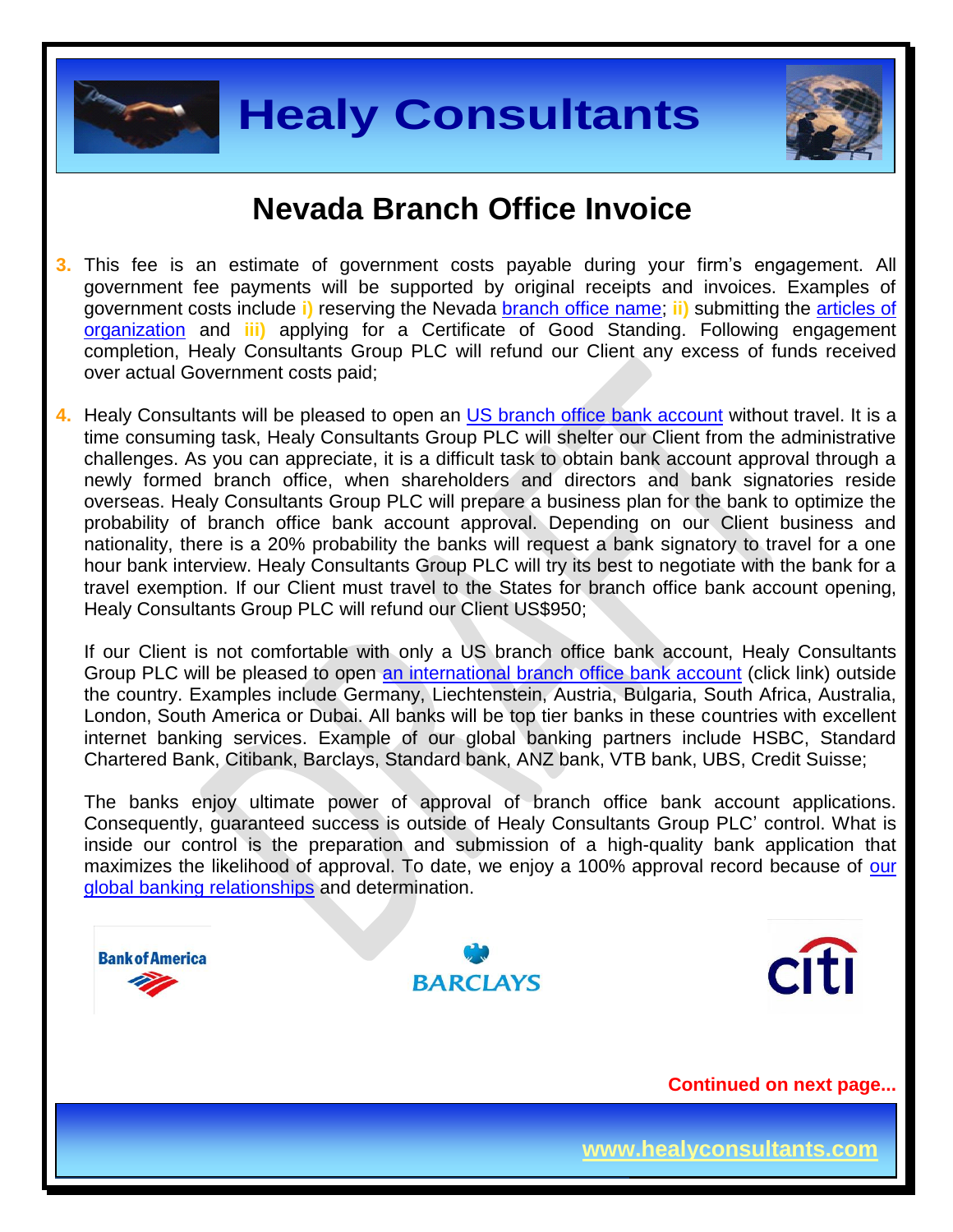## Nevada Branch Office Invoice

3. This fee is an estimate of government costs payable during your firm's engagement. All government fee payments will be supported by original receipts and invoices. Examples of government costs include **i)** reserving the Nevada branch office name; **ii)** submitting the articles of organization and **iii)** applying for a Certificate of Good Standing. Following engagement completion, Healy Consultants Group PLC will refund our Client any excess of funds received over actual Government costs paid;

4. Healy Consultants will be pleased to open an US branch office bank account without travel. It is a time consuming task, Healy Consultants Group PLC will shelter our Client from the administrative challenges. As you can appreciate, it is a difficult task to obtain bank account approval through a newly formed branch office, when shareholders and directors and bank signatories reside overseas. Healy Consultants Group PLC will prepare a business plan for the bank to optimize the probability of branch office bank account approval. Depending on our Client business and nationality, there is a 20% probability the banks will request a bank signatory to travel for a one hour bank interview. Healy Consultants Group PLC will try its best to negotiate with the bank for a travel exemption. If our Client must travel to the States for branch office bank account opening, Healy Consultants Group PLC will refund our Client US$950;

   If our Client is not comfortable with only a US branch office bank account, Healy Consultants Group PLC will be pleased to open an international branch office bank account (click link) outside the country. Examples include Germany, Liechtenstein, Austria, Bulgaria, South Africa, Australia, London, South America or Dubai. All banks will be top tier banks in these countries with excellent internet banking services. Example of our global banking partners include HSBC, Standard Chartered Bank, Citibank, Barclays, Standard bank, ANZ bank, VTB bank, UBS, Credit Suisse;

   The banks enjoy ultimate power of approval of branch office bank account applications. Consequently, guaranteed success is outside of Healy Consultants Group PLC' control. What is inside our control is the preparation and submission of a high-quality bank application that maximizes the likelihood of approval. To date, we enjoy a 100% approval record because of our global banking relationships and determination.

**Continued on next page...**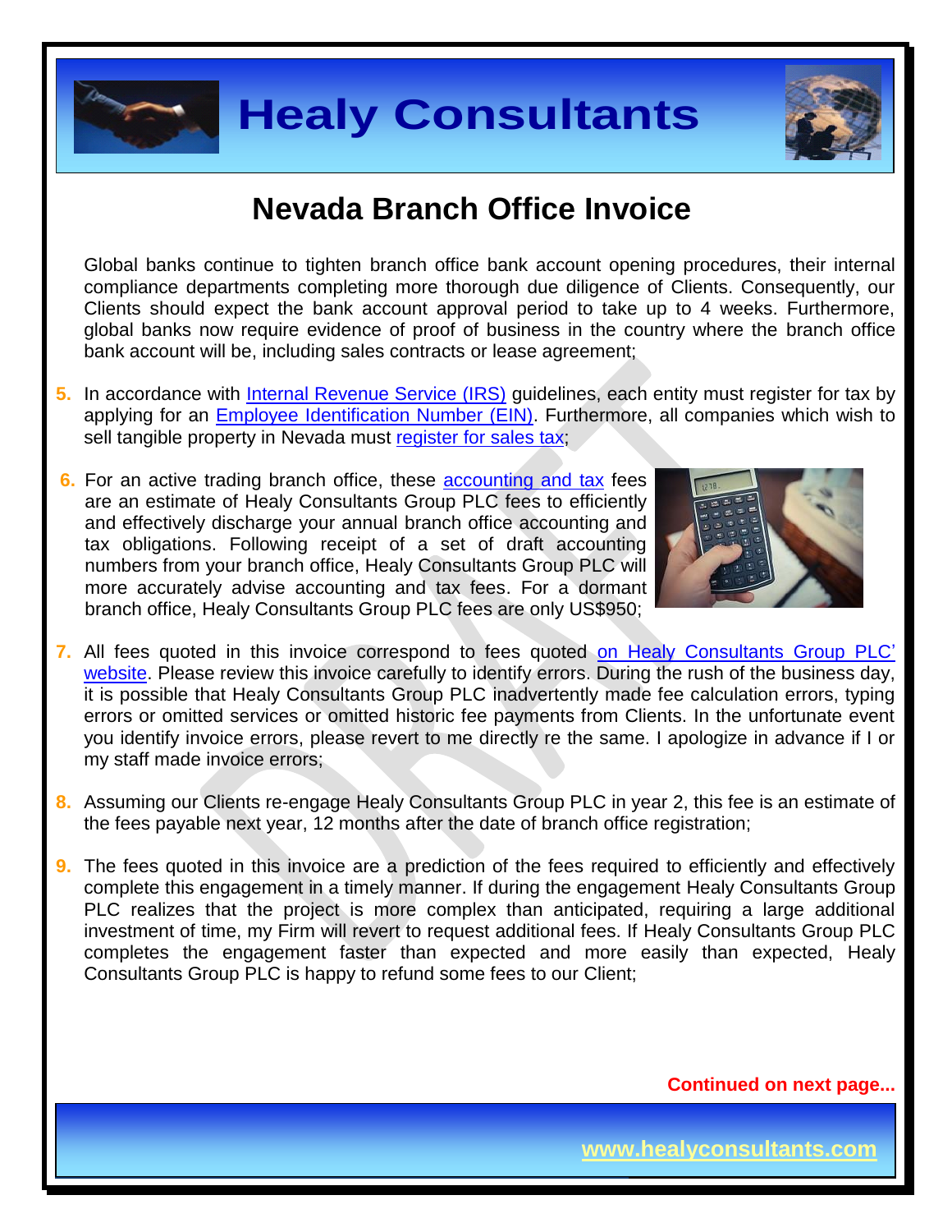## Nevada Branch Office Invoice

Global banks continue to tighten branch office bank account opening procedures, their internal compliance departments completing more thorough due diligence of Clients. Consequently, our Clients should expect the bank account approval period to take up to 4 weeks. Furthermore, global banks now require evidence of proof of business in the country where the branch office bank account will be, including sales contracts or lease agreement;

5. In accordance with Internal Revenue Service (IRS) guidelines, each entity must register for tax by applying for an Employee Identification Number (EIN). Furthermore, all companies which wish to sell tangible property in Nevada must register for sales tax;

6. For an active trading branch office, these accounting and tax fees are an estimate of Healy Consultants Group PLC fees to efficiently and effectively discharge your annual branch office accounting and tax obligations. Following receipt of a set of draft accounting numbers from your branch office, Healy Consultants Group PLC will more accurately advise accounting and tax fees. For a dormant branch office, Healy Consultants Group PLC fees are only US$950;

7. All fees quoted in this invoice correspond to fees quoted on Healy Consultants Group PLC' website. Please review this invoice carefully to identify errors. During the rush of the business day, it is possible that Healy Consultants Group PLC inadvertently made fee calculation errors, typing errors or omitted services or omitted historic fee payments from Clients. In the unfortunate event you identify invoice errors, please revert to me directly re the same. I apologize in advance if I or my staff made invoice errors;

8. Assuming our Clients re-engage Healy Consultants Group PLC in year 2, this fee is an estimate of the fees payable next year, 12 months after the date of branch office registration;

9. The fees quoted in this invoice are a prediction of the fees required to efficiently and effectively complete this engagement in a timely manner. If during the engagement Healy Consultants Group PLC realizes that the project is more complex than anticipated, requiring a large additional investment of time, my Firm will revert to request additional fees. If Healy Consultants Group PLC completes the engagement faster than expected and more easily than expected, Healy Consultants Group PLC is happy to refund some fees to our Client;

**Continued on next page...**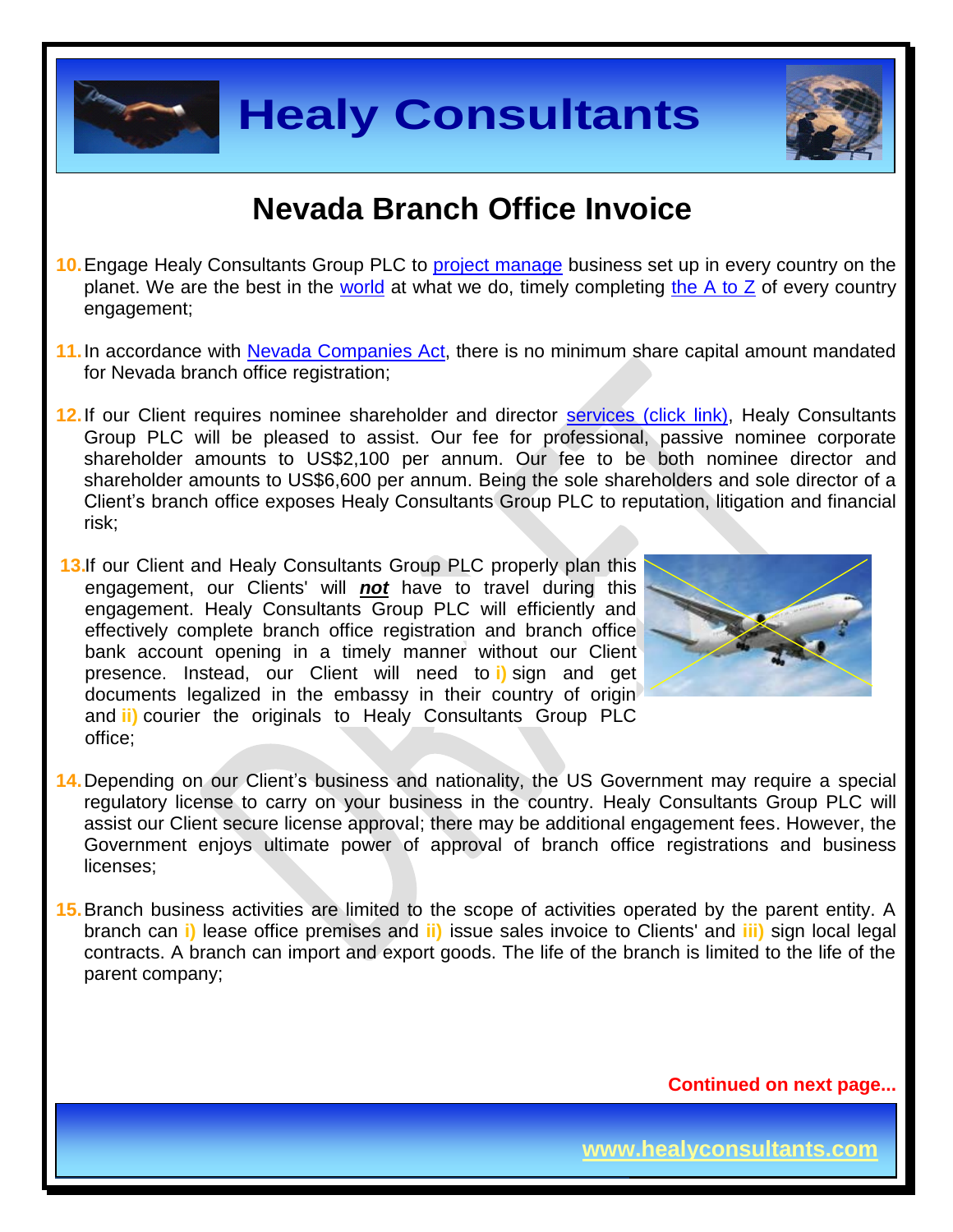# Nevada Branch Office Invoice

10. Engage Healy Consultants Group PLC to project manage business set up in every country on the planet. We are the best in the world at what we do, timely completing the A to Z of every country engagement;

11. In accordance with Nevada Companies Act, there is no minimum share capital amount mandated for Nevada branch office registration;

12. If our Client requires nominee shareholder and director services (click link), Healy Consultants Group PLC will be pleased to assist. Our fee for professional, passive nominee corporate shareholder amounts to US$2,100 per annum. Our fee to be both nominee director and shareholder amounts to US$6,600 per annum. Being the sole shareholders and sole director of a Client's branch office exposes Healy Consultants Group PLC to reputation, litigation and financial risk;

13. If our Client and Healy Consultants Group PLC properly plan this engagement, our Clients' will ***not*** have to travel during this engagement. Healy Consultants Group PLC will efficiently and effectively complete branch office registration and branch office bank account opening in a timely manner without our Client presence. Instead, our Client will need to **i)** sign and get documents legalized in the embassy in their country of origin and **ii)** courier the originals to Healy Consultants Group PLC office;

14. Depending on our Client's business and nationality, the US Government may require a special regulatory license to carry on your business in the country. Healy Consultants Group PLC will assist our Client secure license approval; there may be additional engagement fees. However, the Government enjoys ultimate power of approval of branch office registrations and business licenses;

15. Branch business activities are limited to the scope of activities operated by the parent entity. A branch can **i)** lease office premises and **ii)** issue sales invoice to Clients' and **iii)** sign local legal contracts. A branch can import and export goods. The life of the branch is limited to the life of the parent company;

**Continued on next page...**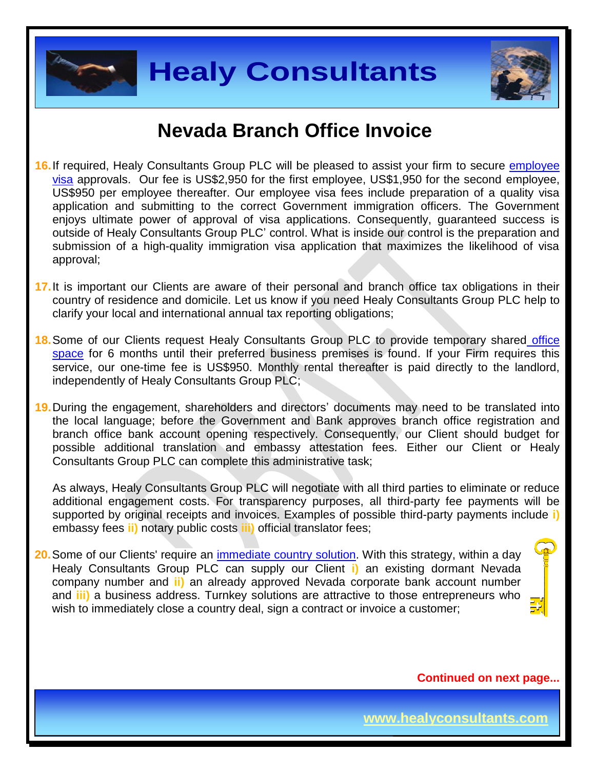# Nevada Branch Office Invoice

16. If required, Healy Consultants Group PLC will be pleased to assist your firm to secure employee visa approvals. Our fee is US$2,950 for the first employee, US$1,950 for the second employee, US$950 per employee thereafter. Our employee visa fees include preparation of a quality visa application and submitting to the correct Government immigration officers. The Government enjoys ultimate power of approval of visa applications. Consequently, guaranteed success is outside of Healy Consultants Group PLC' control. What is inside our control is the preparation and submission of a high-quality immigration visa application that maximizes the likelihood of visa approval;

17. It is important our Clients are aware of their personal and branch office tax obligations in their country of residence and domicile. Let us know if you need Healy Consultants Group PLC help to clarify your local and international annual tax reporting obligations;

18. Some of our Clients request Healy Consultants Group PLC to provide temporary shared office space for 6 months until their preferred business premises is found. If your Firm requires this service, our one-time fee is US$950. Monthly rental thereafter is paid directly to the landlord, independently of Healy Consultants Group PLC;

19. During the engagement, shareholders and directors' documents may need to be translated into the local language; before the Government and Bank approves branch office registration and branch office bank account opening respectively. Consequently, our Client should budget for possible additional translation and embassy attestation fees. Either our Client or Healy Consultants Group PLC can complete this administrative task;

    As always, Healy Consultants Group PLC will negotiate with all third parties to eliminate or reduce additional engagement costs. For transparency purposes, all third-party fee payments will be supported by original receipts and invoices. Examples of possible third-party payments include **i)** embassy fees **ii)** notary public costs **iii)** official translator fees;

20. Some of our Clients' require an immediate country solution. With this strategy, within a day Healy Consultants Group PLC can supply our Client **i)** an existing dormant Nevada company number and **ii)** an already approved Nevada corporate bank account number and **iii)** a business address. Turnkey solutions are attractive to those entrepreneurs who wish to immediately close a country deal, sign a contract or invoice a customer;

**Continued on next page...**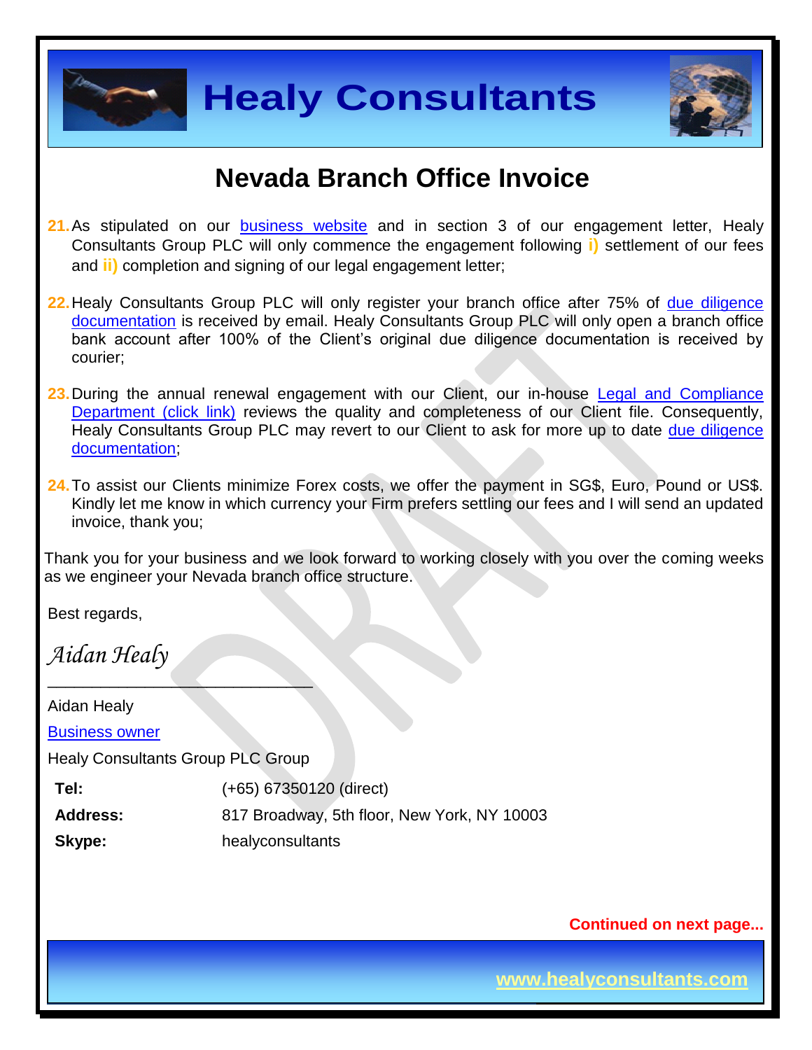# Nevada Branch Office Invoice

21. As stipulated on our business website and in section 3 of our engagement letter, Healy Consultants Group PLC will only commence the engagement following **i)** settlement of our fees and **ii)** completion and signing of our legal engagement letter;

22. Healy Consultants Group PLC will only register your branch office after 75% of due diligence documentation is received by email. Healy Consultants Group PLC will only open a branch office bank account after 100% of the Client's original due diligence documentation is received by courier;

23. During the annual renewal engagement with our Client, our in-house Legal and Compliance Department (click link) reviews the quality and completeness of our Client file. Consequently, Healy Consultants Group PLC may revert to our Client to ask for more up to date due diligence documentation;

24. To assist our Clients minimize Forex costs, we offer the payment in SG$, Euro, Pound or US$. Kindly let me know in which currency your Firm prefers settling our fees and I will send an updated invoice, thank you;

Thank you for your business and we look forward to working closely with you over the coming weeks as we engineer your Nevada branch office structure.

Best regards,

*Aidan Healy*

\_\_\_\_\_\_\_\_\_\_\_\_\_\_\_\_\_\_\_\_\_\_\_\_\_\_\_\_\_\_

Aidan Healy

Business owner

Healy Consultants Group PLC Group

| | |
|---|---|
| **Tel:** | (+65) 67350120 (direct) |
| **Address:** | 817 Broadway, 5th floor, New York, NY 10003 |
| **Skype:** | healyconsultants |

**Continued on next page...**